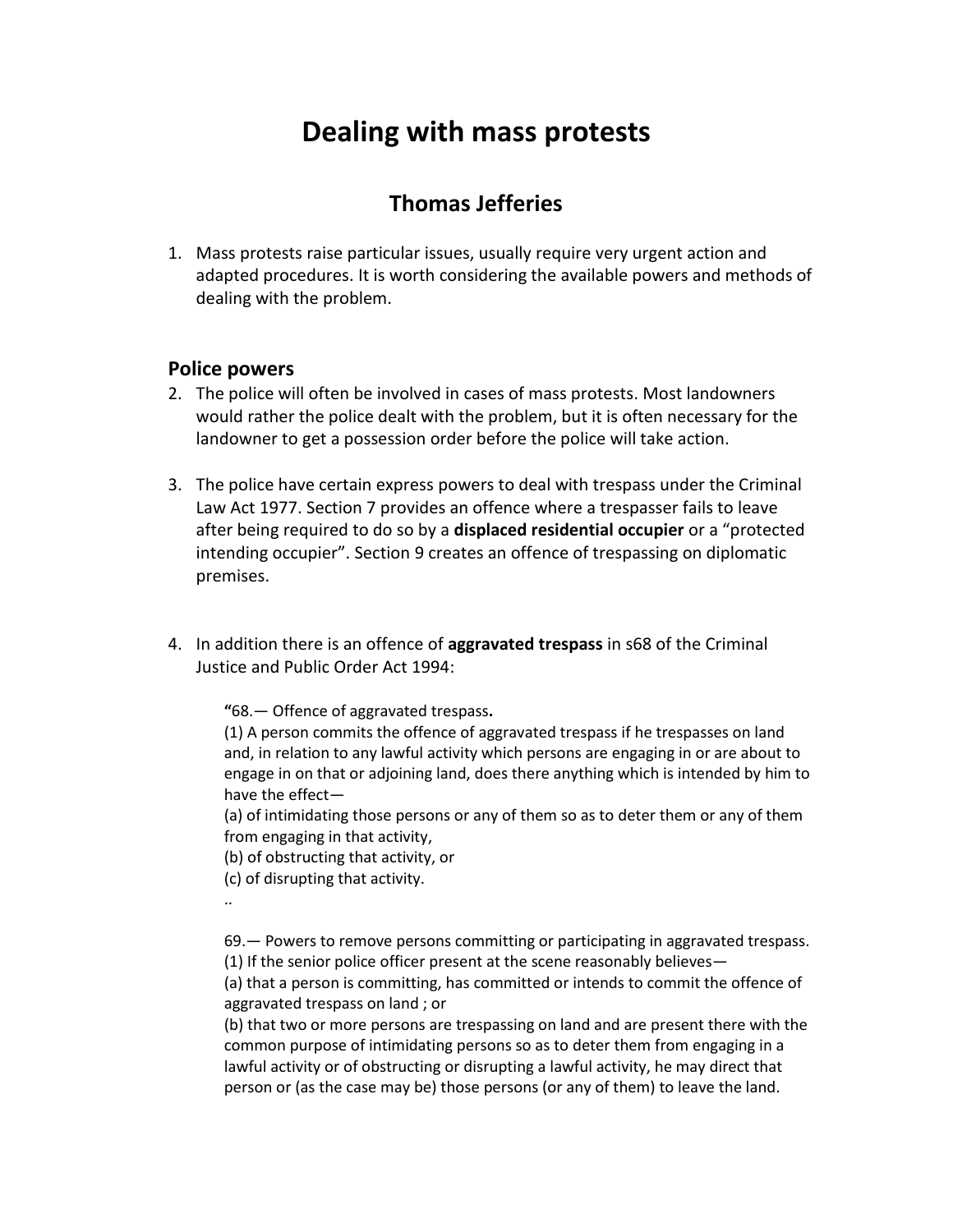# Dealing with mass protests

## Thomas Jefferies

1. Mass protests raise particular issues, usually require very urgent action and adapted procedures. It is worth considering the available powers and methods of dealing with the problem.

### Police powers

2. The police will often be involved in cases of mass protests. Most landowners would rather the police dealt with the problem, but it is often necessary for the landowner to get a possession order before the police will take action.

3. The police have certain express powers to deal with trespass under the Criminal Law Act 1977. Section 7 provides an offence where a trespasser fails to leave after being required to do so by a **displaced residential occupier** or a "protected intending occupier". Section 9 creates an offence of trespassing on diplomatic premises.

4. In addition there is an offence of **aggravated trespass** in s68 of the Criminal Justice and Public Order Act 1994:

> **"**68.— Offence of aggravated trespass**.**
> (1) A person commits the offence of aggravated trespass if he trespasses on land and, in relation to any lawful activity which persons are engaging in or are about to engage in on that or adjoining land, does there anything which is intended by him to have the effect—
> (a) of intimidating those persons or any of them so as to deter them or any of them from engaging in that activity,
> (b) of obstructing that activity, or
> (c) of disrupting that activity.
> ..
>
> 69.— Powers to remove persons committing or participating in aggravated trespass.
> (1) If the senior police officer present at the scene reasonably believes—
> (a) that a person is committing, has committed or intends to commit the offence of aggravated trespass on land ; or
> (b) that two or more persons are trespassing on land and are present there with the common purpose of intimidating persons so as to deter them from engaging in a lawful activity or of obstructing or disrupting a lawful activity, he may direct that person or (as the case may be) those persons (or any of them) to leave the land.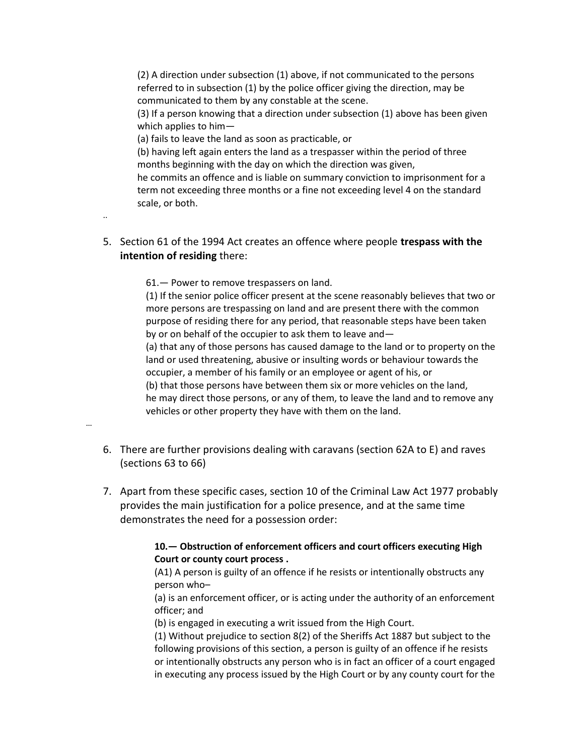> (2) A direction under subsection (1) above, if not communicated to the persons referred to in subsection (1) by the police officer giving the direction, may be communicated to them by any constable at the scene.
> (3) If a person knowing that a direction under subsection (1) above has been given which applies to him—
> (a) fails to leave the land as soon as practicable, or
> (b) having left again enters the land as a trespasser within the period of three months beginning with the day on which the direction was given,
> he commits an offence and is liable on summary conviction to imprisonment for a term not exceeding three months or a fine not exceeding level 4 on the standard scale, or both.

..

5. Section 61 of the 1994 Act creates an offence where people **trespass with the intention of residing** there:

> 61.— Power to remove trespassers on land.
> (1) If the senior police officer present at the scene reasonably believes that two or more persons are trespassing on land and are present there with the common purpose of residing there for any period, that reasonable steps have been taken by or on behalf of the occupier to ask them to leave and—
> (a) that any of those persons has caused damage to the land or to property on the land or used threatening, abusive or insulting words or behaviour towards the occupier, a member of his family or an employee or agent of his, or
> (b) that those persons have between them six or more vehicles on the land,
> he may direct those persons, or any of them, to leave the land and to remove any vehicles or other property they have with them on the land.

…

6. There are further provisions dealing with caravans (section 62A to E) and raves (sections 63 to 66)

7. Apart from these specific cases, section 10 of the Criminal Law Act 1977 probably provides the main justification for a police presence, and at the same time demonstrates the need for a possession order:

> **10.— Obstruction of enforcement officers and court officers executing High Court or county court process .**
> (A1) A person is guilty of an offence if he resists or intentionally obstructs any person who–
> (a) is an enforcement officer, or is acting under the authority of an enforcement officer; and
> (b) is engaged in executing a writ issued from the High Court.
> (1) Without prejudice to section 8(2) of the Sheriffs Act 1887 but subject to the following provisions of this section, a person is guilty of an offence if he resists or intentionally obstructs any person who is in fact an officer of a court engaged in executing any process issued by the High Court or by any county court for the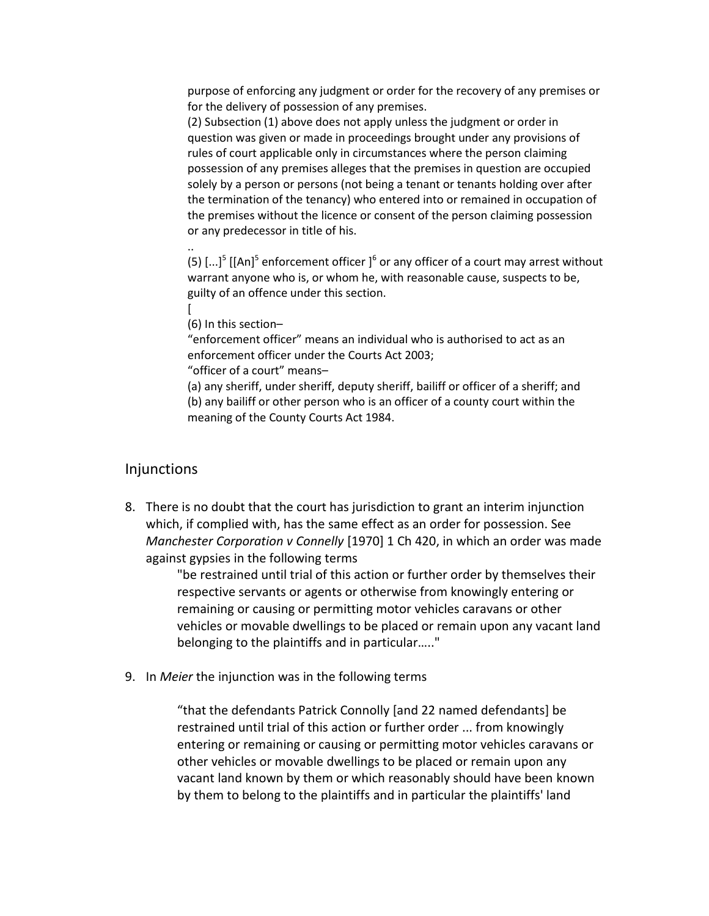> purpose of enforcing any judgment or order for the recovery of any premises or for the delivery of possession of any premises.
>
> (2) Subsection (1) above does not apply unless the judgment or order in question was given or made in proceedings brought under any provisions of rules of court applicable only in circumstances where the person claiming possession of any premises alleges that the premises in question are occupied solely by a person or persons (not being a tenant or tenants holding over after the termination of the tenancy) who entered into or remained in occupation of the premises without the licence or consent of the person claiming possession or any predecessor in title of his.
>
> ..
>
> (5) [...][5] [[An][5] enforcement officer ][6] or any officer of a court may arrest without warrant anyone who is, or whom he, with reasonable cause, suspects to be, guilty of an offence under this section.
>
> [
>
> (6) In this section–
>
> "enforcement officer" means an individual who is authorised to act as an enforcement officer under the Courts Act 2003;
>
> "officer of a court" means–
>
> (a) any sheriff, under sheriff, deputy sheriff, bailiff or officer of a sheriff; and
>
> (b) any bailiff or other person who is an officer of a county court within the meaning of the County Courts Act 1984.

## Injunctions

8. There is no doubt that the court has jurisdiction to grant an interim injunction which, if complied with, has the same effect as an order for possession. See *Manchester Corporation v Connelly* [1970] 1 Ch 420, in which an order was made against gypsies in the following terms

   > "be restrained until trial of this action or further order by themselves their respective servants or agents or otherwise from knowingly entering or remaining or causing or permitting motor vehicles caravans or other vehicles or movable dwellings to be placed or remain upon any vacant land belonging to the plaintiffs and in particular….."

9. In *Meier* the injunction was in the following terms

   > "that the defendants Patrick Connolly [and 22 named defendants] be restrained until trial of this action or further order ... from knowingly entering or remaining or causing or permitting motor vehicles caravans or other vehicles or movable dwellings to be placed or remain upon any vacant land known by them or which reasonably should have been known by them to belong to the plaintiffs and in particular the plaintiffs' land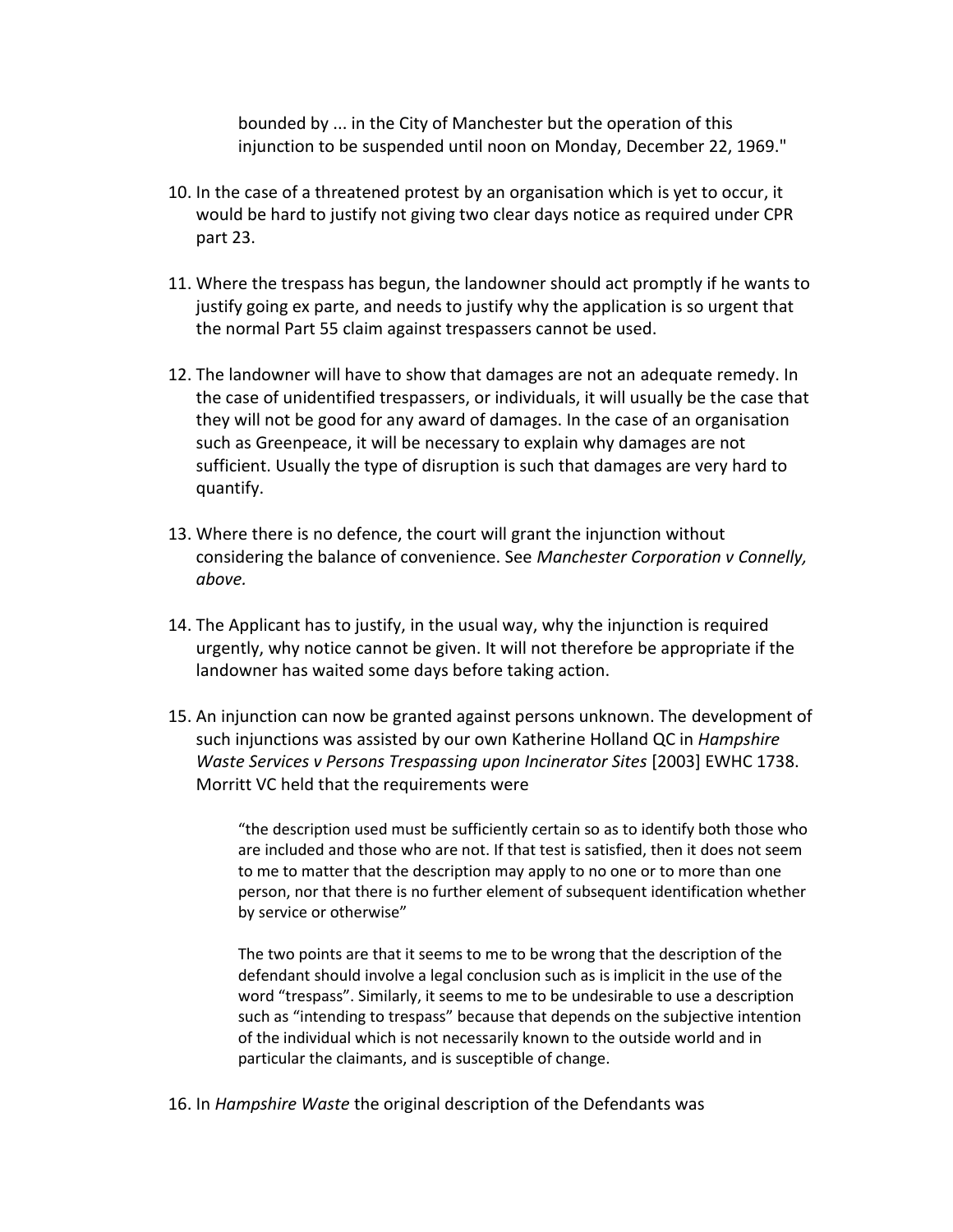> bounded by ... in the City of Manchester but the operation of this injunction to be suspended until noon on Monday, December 22, 1969."

10. In the case of a threatened protest by an organisation which is yet to occur, it would be hard to justify not giving two clear days notice as required under CPR part 23.

11. Where the trespass has begun, the landowner should act promptly if he wants to justify going ex parte, and needs to justify why the application is so urgent that the normal Part 55 claim against trespassers cannot be used.

12. The landowner will have to show that damages are not an adequate remedy. In the case of unidentified trespassers, or individuals, it will usually be the case that they will not be good for any award of damages. In the case of an organisation such as Greenpeace, it will be necessary to explain why damages are not sufficient. Usually the type of disruption is such that damages are very hard to quantify.

13. Where there is no defence, the court will grant the injunction without considering the balance of convenience. See *Manchester Corporation v Connelly, above.*

14. The Applicant has to justify, in the usual way, why the injunction is required urgently, why notice cannot be given. It will not therefore be appropriate if the landowner has waited some days before taking action.

15. An injunction can now be granted against persons unknown. The development of such injunctions was assisted by our own Katherine Holland QC in *Hampshire Waste Services v Persons Trespassing upon Incinerator Sites* [2003] EWHC 1738. Morritt VC held that the requirements were

> "the description used must be sufficiently certain so as to identify both those who are included and those who are not. If that test is satisfied, then it does not seem to me to matter that the description may apply to no one or to more than one person, nor that there is no further element of subsequent identification whether by service or otherwise"
>
> The two points are that it seems to me to be wrong that the description of the defendant should involve a legal conclusion such as is implicit in the use of the word "trespass". Similarly, it seems to me to be undesirable to use a description such as "intending to trespass" because that depends on the subjective intention of the individual which is not necessarily known to the outside world and in particular the claimants, and is susceptible of change.

16. In *Hampshire Waste* the original description of the Defendants was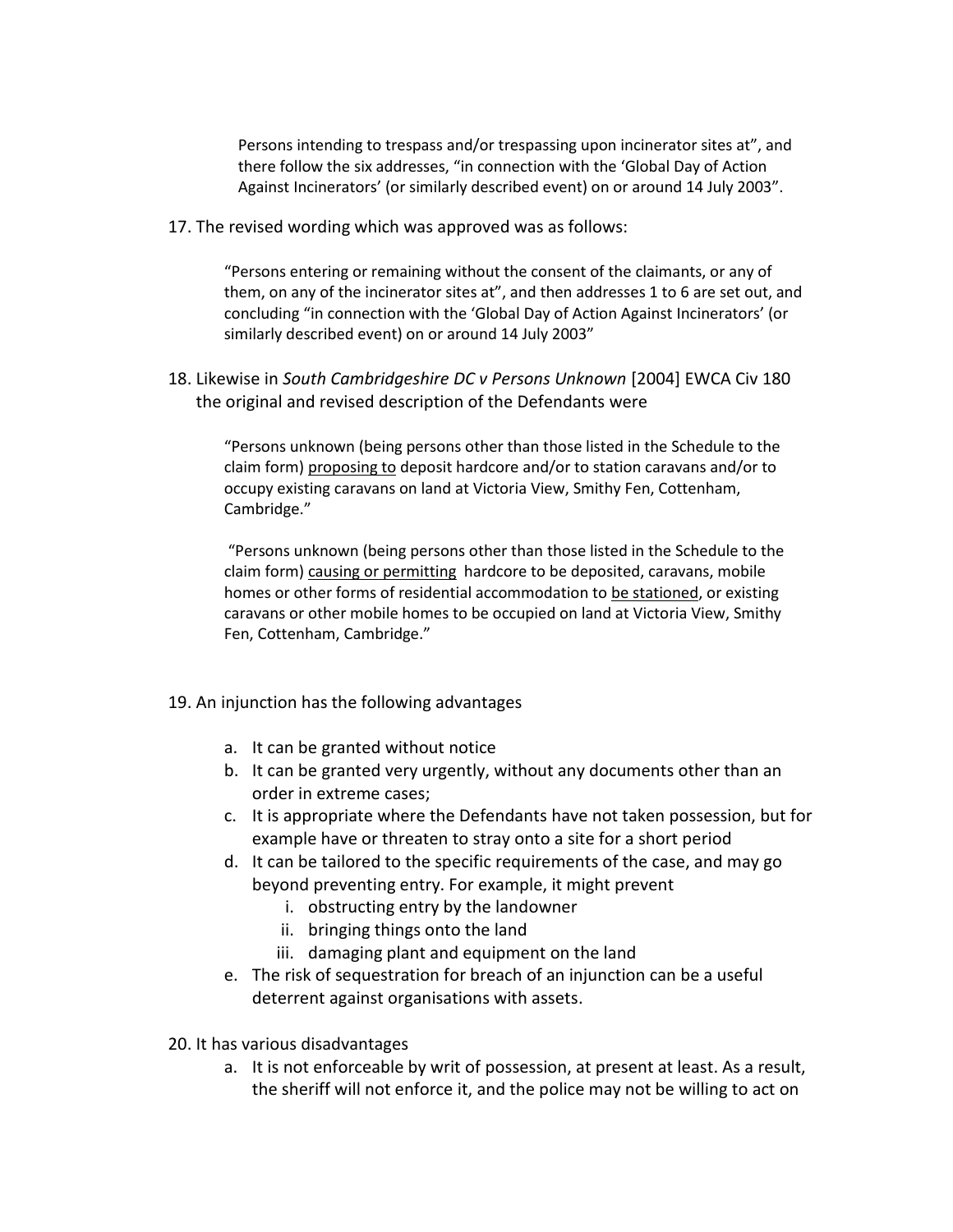Persons intending to trespass and/or trespassing upon incinerator sites at", and there follow the six addresses, "in connection with the 'Global Day of Action Against Incinerators' (or similarly described event) on or around 14 July 2003".

17. The revised wording which was approved was as follows:

> "Persons entering or remaining without the consent of the claimants, or any of them, on any of the incinerator sites at", and then addresses 1 to 6 are set out, and concluding "in connection with the 'Global Day of Action Against Incinerators' (or similarly described event) on or around 14 July 2003"

18. Likewise in *South Cambridgeshire DC v Persons Unknown* [2004] EWCA Civ 180 the original and revised description of the Defendants were

> "Persons unknown (being persons other than those listed in the Schedule to the claim form) <u>proposing to</u> deposit hardcore and/or to station caravans and/or to occupy existing caravans on land at Victoria View, Smithy Fen, Cottenham, Cambridge."
>
> "Persons unknown (being persons other than those listed in the Schedule to the claim form) <u>causing or permitting</u> hardcore to be deposited, caravans, mobile homes or other forms of residential accommodation to <u>be stationed</u>, or existing caravans or other mobile homes to be occupied on land at Victoria View, Smithy Fen, Cottenham, Cambridge."

19. An injunction has the following advantages
    a. It can be granted without notice
    b. It can be granted very urgently, without any documents other than an order in extreme cases;
    c. It is appropriate where the Defendants have not taken possession, but for example have or threaten to stray onto a site for a short period
    d. It can be tailored to the specific requirements of the case, and may go beyond preventing entry. For example, it might prevent
        i. obstructing entry by the landowner
        ii. bringing things onto the land
        iii. damaging plant and equipment on the land
    e. The risk of sequestration for breach of an injunction can be a useful deterrent against organisations with assets.

20. It has various disadvantages
    a. It is not enforceable by writ of possession, at present at least. As a result, the sheriff will not enforce it, and the police may not be willing to act on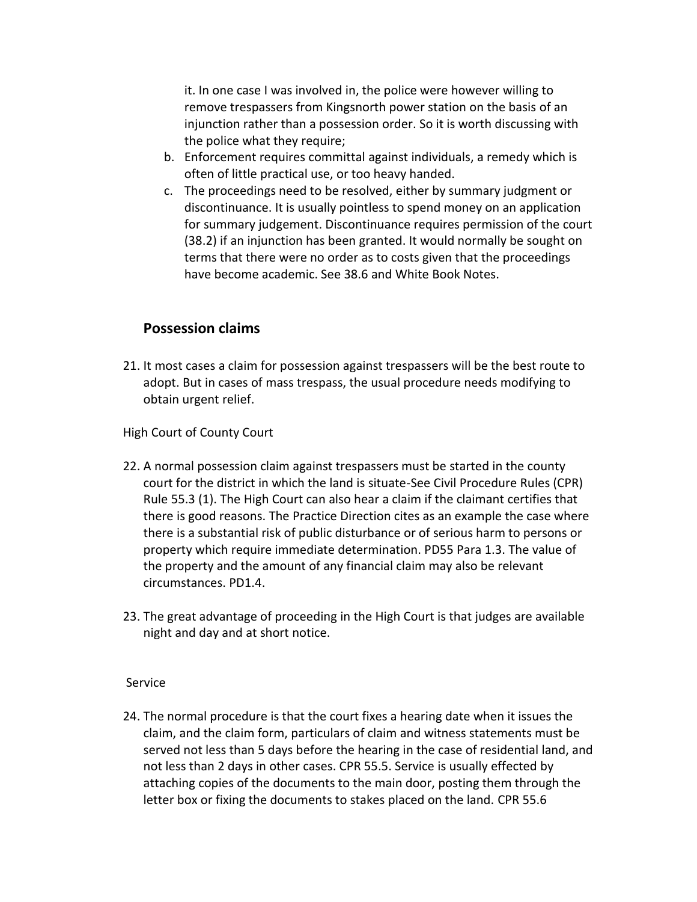it. In one case I was involved in, the police were however willing to remove trespassers from Kingsnorth power station on the basis of an injunction rather than a possession order. So it is worth discussing with the police what they require;

b. Enforcement requires committal against individuals, a remedy which is often of little practical use, or too heavy handed.
c. The proceedings need to be resolved, either by summary judgment or discontinuance. It is usually pointless to spend money on an application for summary judgement. Discontinuance requires permission of the court (38.2) if an injunction has been granted. It would normally be sought on terms that there were no order as to costs given that the proceedings have become academic. See 38.6 and White Book Notes.

## Possession claims

21. It most cases a claim for possession against trespassers will be the best route to adopt. But in cases of mass trespass, the usual procedure needs modifying to obtain urgent relief.

High Court of County Court

22. A normal possession claim against trespassers must be started in the county court for the district in which the land is situate-See Civil Procedure Rules (CPR) Rule 55.3 (1). The High Court can also hear a claim if the claimant certifies that there is good reasons. The Practice Direction cites as an example the case where there is a substantial risk of public disturbance or of serious harm to persons or property which require immediate determination. PD55 Para 1.3. The value of the property and the amount of any financial claim may also be relevant circumstances. PD1.4.

23. The great advantage of proceeding in the High Court is that judges are available night and day and at short notice.

Service

24. The normal procedure is that the court fixes a hearing date when it issues the claim, and the claim form, particulars of claim and witness statements must be served not less than 5 days before the hearing in the case of residential land, and not less than 2 days in other cases. CPR 55.5. Service is usually effected by attaching copies of the documents to the main door, posting them through the letter box or fixing the documents to stakes placed on the land. CPR 55.6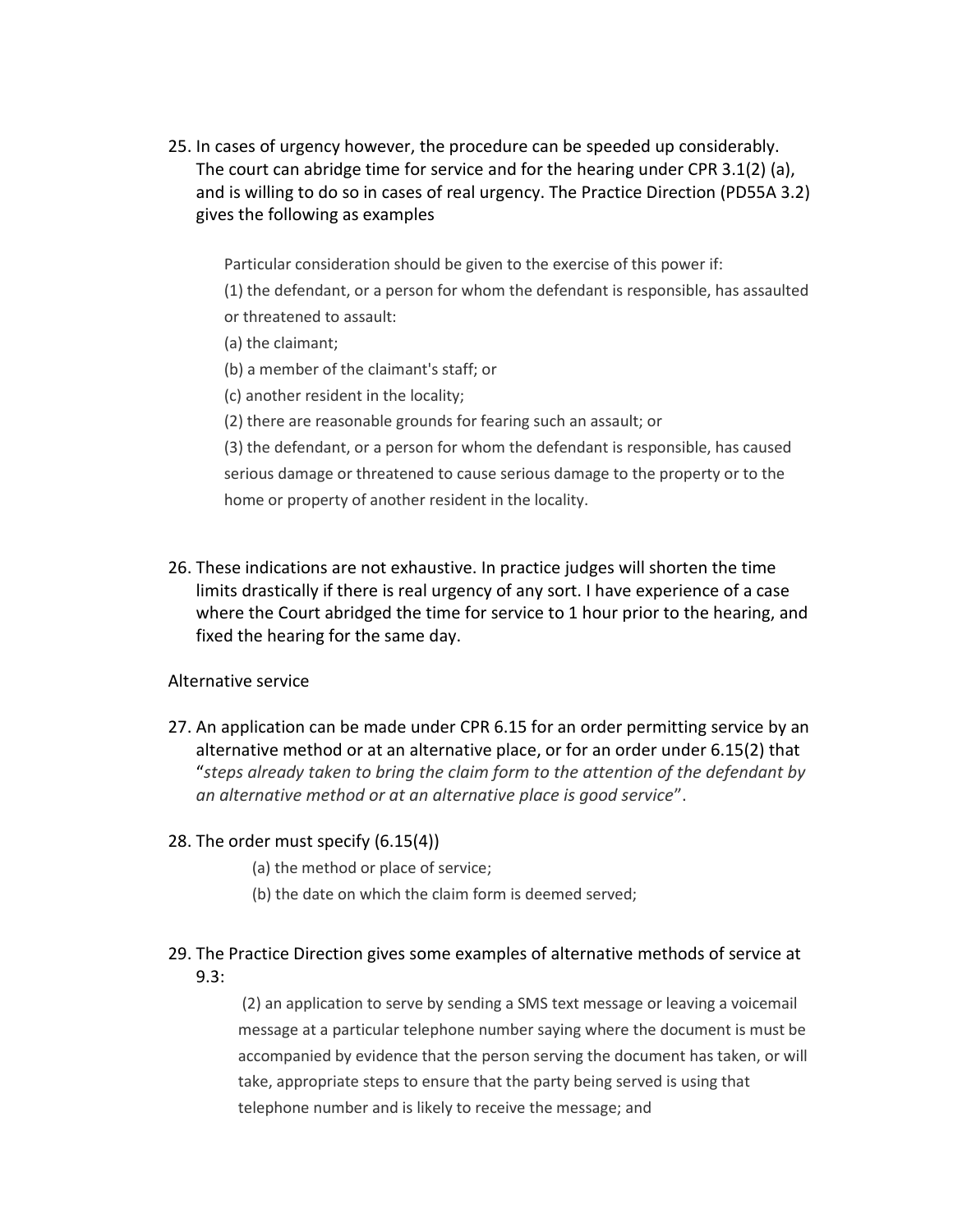25. In cases of urgency however, the procedure can be speeded up considerably. The court can abridge time for service and for the hearing under CPR 3.1(2) (a), and is willing to do so in cases of real urgency. The Practice Direction (PD55A 3.2) gives the following as examples

    > Particular consideration should be given to the exercise of this power if:
    >
    > (1) the defendant, or a person for whom the defendant is responsible, has assaulted or threatened to assault:
    >
    > (a) the claimant;
    >
    > (b) a member of the claimant's staff; or
    >
    > (c) another resident in the locality;
    >
    > (2) there are reasonable grounds for fearing such an assault; or
    >
    > (3) the defendant, or a person for whom the defendant is responsible, has caused serious damage or threatened to cause serious damage to the property or to the home or property of another resident in the locality.

26. These indications are not exhaustive. In practice judges will shorten the time limits drastically if there is real urgency of any sort. I have experience of a case where the Court abridged the time for service to 1 hour prior to the hearing, and fixed the hearing for the same day.

Alternative service

27. An application can be made under CPR 6.15 for an order permitting service by an alternative method or at an alternative place, or for an order under 6.15(2) that "*steps already taken to bring the claim form to the attention of the defendant by an alternative method or at an alternative place is good service*".

28. The order must specify (6.15(4))

    (a) the method or place of service;

    (b) the date on which the claim form is deemed served;

29. The Practice Direction gives some examples of alternative methods of service at 9.3:

    > (2) an application to serve by sending a SMS text message or leaving a voicemail message at a particular telephone number saying where the document is must be accompanied by evidence that the person serving the document has taken, or will take, appropriate steps to ensure that the party being served is using that telephone number and is likely to receive the message; and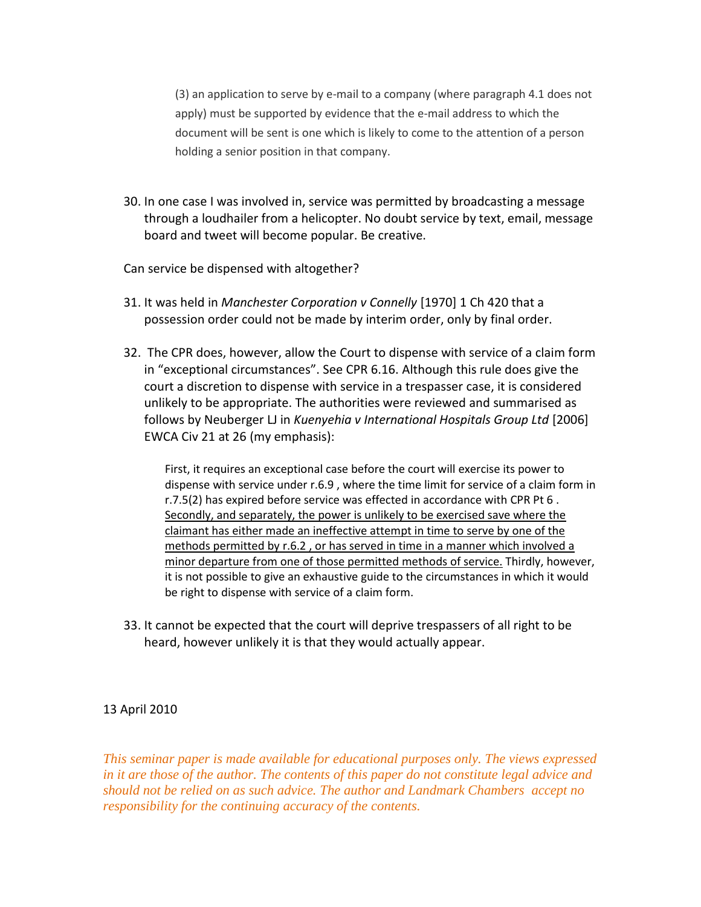> (3) an application to serve by e-mail to a company (where paragraph 4.1 does not apply) must be supported by evidence that the e-mail address to which the document will be sent is one which is likely to come to the attention of a person holding a senior position in that company.

30. In one case I was involved in, service was permitted by broadcasting a message through a loudhailer from a helicopter. No doubt service by text, email, message board and tweet will become popular. Be creative.

Can service be dispensed with altogether?

31. It was held in *Manchester Corporation v Connelly* [1970] 1 Ch 420 that a possession order could not be made by interim order, only by final order.

32. The CPR does, however, allow the Court to dispense with service of a claim form in "exceptional circumstances". See CPR 6.16. Although this rule does give the court a discretion to dispense with service in a trespasser case, it is considered unlikely to be appropriate. The authorities were reviewed and summarised as follows by Neuberger LJ in *Kuenyehia v International Hospitals Group Ltd* [2006] EWCA Civ 21 at 26 (my emphasis):

> First, it requires an exceptional case before the court will exercise its power to dispense with service under r.6.9 , where the time limit for service of a claim form in r.7.5(2) has expired before service was effected in accordance with CPR Pt 6 . <u>Secondly, and separately, the power is unlikely to be exercised save where the claimant has either made an ineffective attempt in time to serve by one of the methods permitted by r.6.2 , or has served in time in a manner which involved a minor departure from one of those permitted methods of service.</u> Thirdly, however, it is not possible to give an exhaustive guide to the circumstances in which it would be right to dispense with service of a claim form.

33. It cannot be expected that the court will deprive trespassers of all right to be heard, however unlikely it is that they would actually appear.

13 April 2010

*This seminar paper is made available for educational purposes only. The views expressed in it are those of the author. The contents of this paper do not constitute legal advice and should not be relied on as such advice. The author and Landmark Chambers accept no responsibility for the continuing accuracy of the contents.*